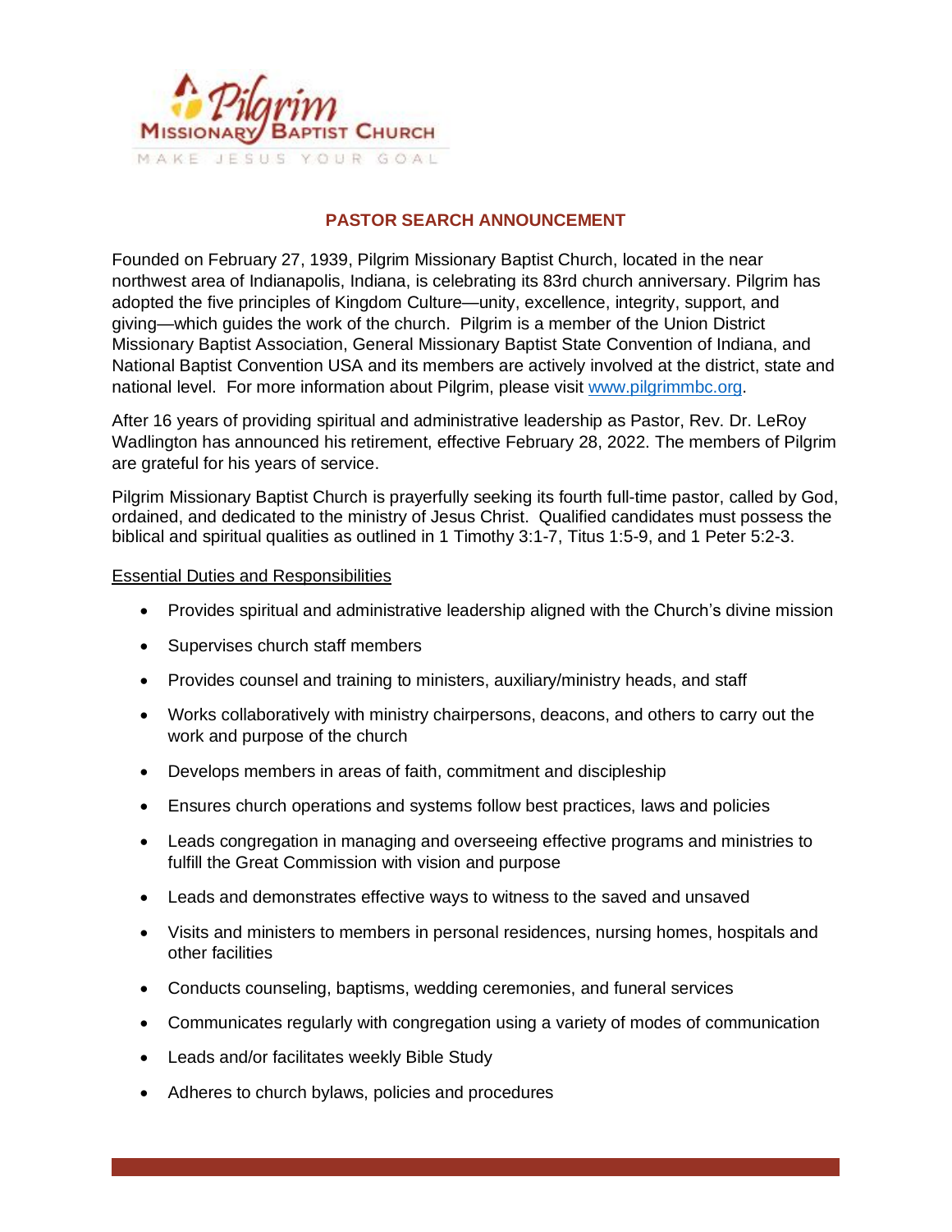Pilgrim Missionary Baptist Church

MAKE JESUS YOUR GOAL

## PASTOR SEARCH ANNOUNCEMENT

Founded on February 27, 1939, Pilgrim Missionary Baptist Church, located in the near northwest area of Indianapolis, Indiana, is celebrating its 83rd church anniversary. Pilgrim has adopted the five principles of Kingdom Culture—unity, excellence, integrity, support, and giving—which guides the work of the church. Pilgrim is a member of the Union District Missionary Baptist Association, General Missionary Baptist State Convention of Indiana, and National Baptist Convention USA and its members are actively involved at the district, state and national level. For more information about Pilgrim, please visit [www.pilgrimmbc.org](http://www.pilgrimmbc.org).

After 16 years of providing spiritual and administrative leadership as Pastor, Rev. Dr. LeRoy Wadlington has announced his retirement, effective February 28, 2022. The members of Pilgrim are grateful for his years of service.

Pilgrim Missionary Baptist Church is prayerfully seeking its fourth full-time pastor, called by God, ordained, and dedicated to the ministry of Jesus Christ. Qualified candidates must possess the biblical and spiritual qualities as outlined in 1 Timothy 3:1-7, Titus 1:5-9, and 1 Peter 5:2-3.

Essential Duties and Responsibilities

- Provides spiritual and administrative leadership aligned with the Church's divine mission
- Supervises church staff members
- Provides counsel and training to ministers, auxiliary/ministry heads, and staff
- Works collaboratively with ministry chairpersons, deacons, and others to carry out the work and purpose of the church
- Develops members in areas of faith, commitment and discipleship
- Ensures church operations and systems follow best practices, laws and policies
- Leads congregation in managing and overseeing effective programs and ministries to fulfill the Great Commission with vision and purpose
- Leads and demonstrates effective ways to witness to the saved and unsaved
- Visits and ministers to members in personal residences, nursing homes, hospitals and other facilities
- Conducts counseling, baptisms, wedding ceremonies, and funeral services
- Communicates regularly with congregation using a variety of modes of communication
- Leads and/or facilitates weekly Bible Study
- Adheres to church bylaws, policies and procedures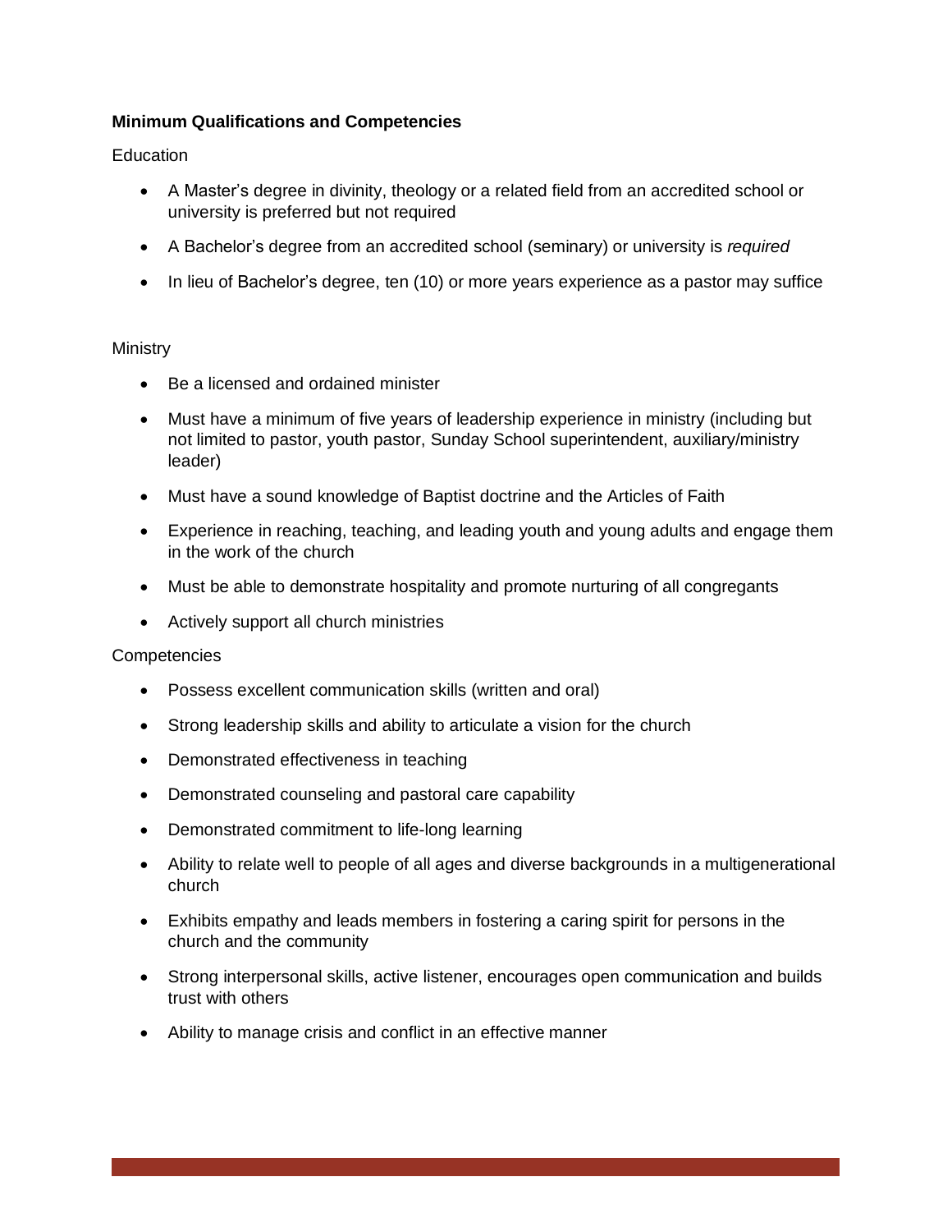**Minimum Qualifications and Competencies**

Education

- A Master's degree in divinity, theology or a related field from an accredited school or university is preferred but not required
- A Bachelor's degree from an accredited school (seminary) or university is *required*
- In lieu of Bachelor's degree, ten (10) or more years experience as a pastor may suffice

Ministry

- Be a licensed and ordained minister
- Must have a minimum of five years of leadership experience in ministry (including but not limited to pastor, youth pastor, Sunday School superintendent, auxiliary/ministry leader)
- Must have a sound knowledge of Baptist doctrine and the Articles of Faith
- Experience in reaching, teaching, and leading youth and young adults and engage them in the work of the church
- Must be able to demonstrate hospitality and promote nurturing of all congregants
- Actively support all church ministries

Competencies

- Possess excellent communication skills (written and oral)
- Strong leadership skills and ability to articulate a vision for the church
- Demonstrated effectiveness in teaching
- Demonstrated counseling and pastoral care capability
- Demonstrated commitment to life-long learning
- Ability to relate well to people of all ages and diverse backgrounds in a multigenerational church
- Exhibits empathy and leads members in fostering a caring spirit for persons in the church and the community
- Strong interpersonal skills, active listener, encourages open communication and builds trust with others
- Ability to manage crisis and conflict in an effective manner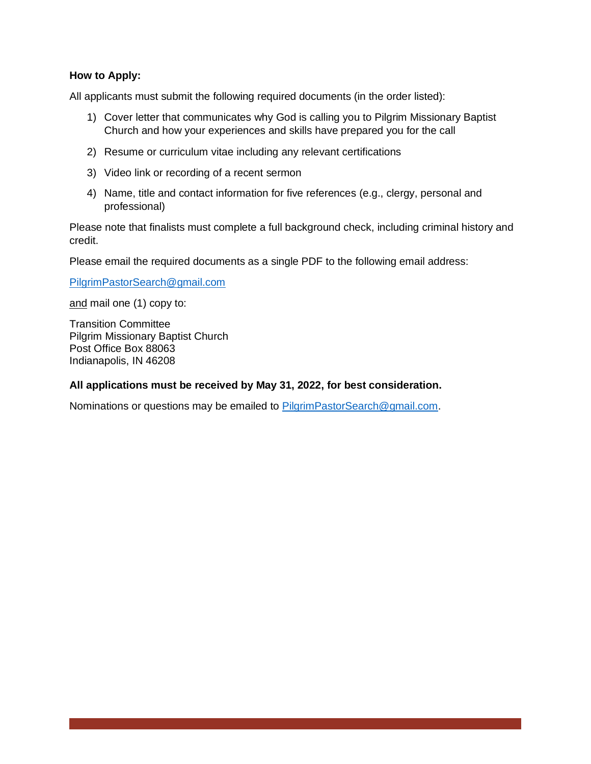**How to Apply:**

All applicants must submit the following required documents (in the order listed):

1) Cover letter that communicates why God is calling you to Pilgrim Missionary Baptist Church and how your experiences and skills have prepared you for the call
2) Resume or curriculum vitae including any relevant certifications
3) Video link or recording of a recent sermon
4) Name, title and contact information for five references (e.g., clergy, personal and professional)

Please note that finalists must complete a full background check, including criminal history and credit.

Please email the required documents as a single PDF to the following email address:

PilgrimPastorSearch@gmail.com

and mail one (1) copy to:

Transition Committee
Pilgrim Missionary Baptist Church
Post Office Box 88063
Indianapolis, IN 46208

**All applications must be received by May 31, 2022, for best consideration.**

Nominations or questions may be emailed to PilgrimPastorSearch@gmail.com.